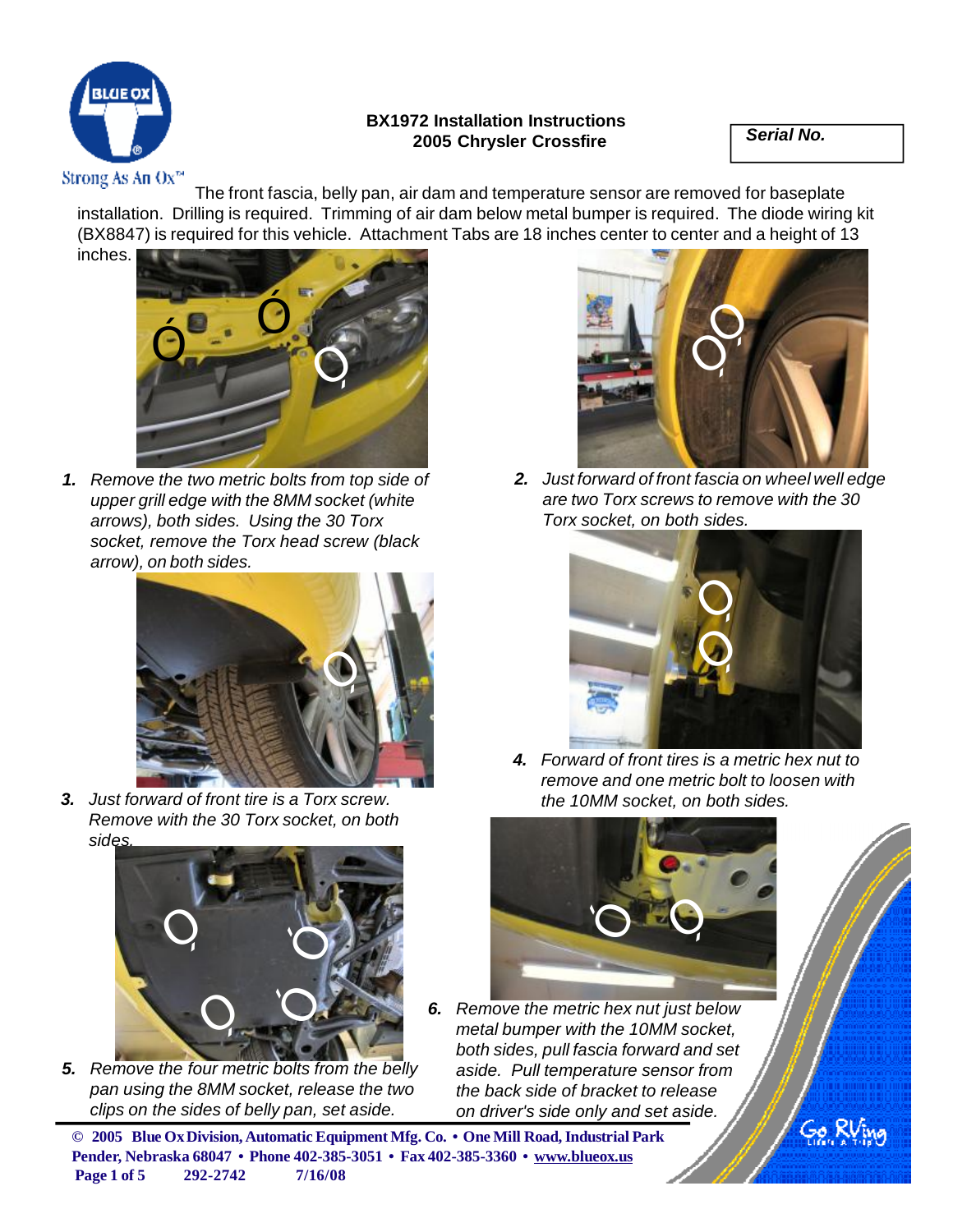**BX1972 Installation Instructions**
**2005 Chrysler Crossfire**

**Serial No.**

Strong As An Ox™

The front fascia, belly pan, air dam and temperature sensor are removed for baseplate installation. Drilling is required. Trimming of air dam below metal bumper is required. The diode wiring kit (BX8847) is required for this vehicle. Attachment Tabs are 18 inches center to center and a height of 13 inches.

1. *Remove the two metric bolts from top side of upper grill edge with the 8MM socket (white arrows), both sides. Using the 30 Torx socket, remove the Torx head screw (black arrow), on both sides.*

2. *Just forward of front fascia on wheel well edge are two Torx screws to remove with the 30 Torx socket, on both sides.*

3. *Just forward of front tire is a Torx screw. Remove with the 30 Torx socket, on both sides.*

4. *Forward of front tires is a metric hex nut to remove and one metric bolt to loosen with the 10MM socket, on both sides.*

5. *Remove the four metric bolts from the belly pan using the 8MM socket, release the two clips on the sides of belly pan, set aside.*

6. *Remove the metric hex nut just below metal bumper with the 10MM socket, both sides, pull fascia forward and set aside. Pull temperature sensor from the back side of bracket to release on driver's side only and set aside.*

© 2005 Blue Ox Division, Automatic Equipment Mfg. Co. • One Mill Road, Industrial Park Pender, Nebraska 68047 • Phone 402-385-3051 • Fax 402-385-3360 • www.blueox.us

292-2742 7/16/08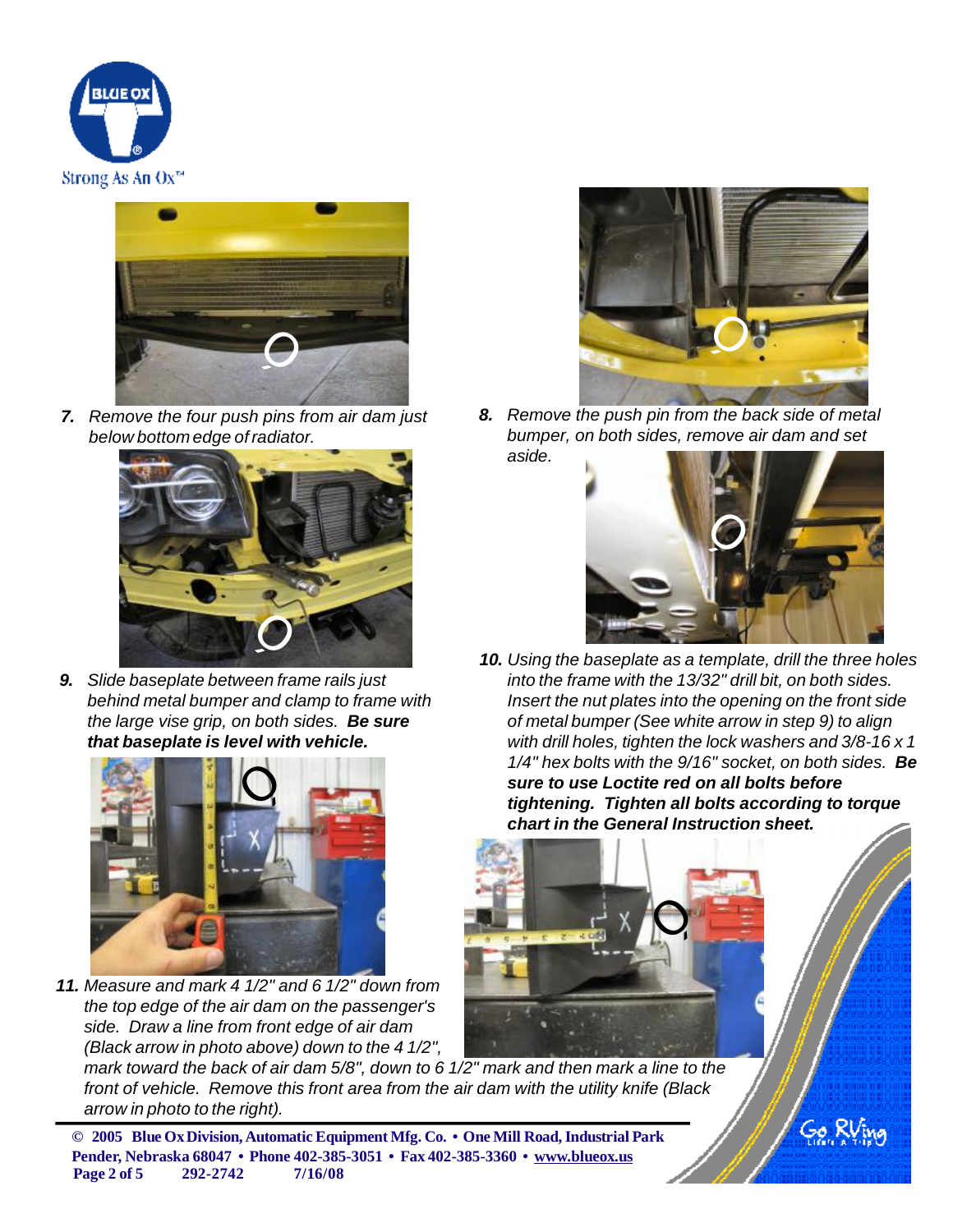**7.** *Remove the four push pins from air dam just below bottom edge of radiator.*

**8.** *Remove the push pin from the back side of metal bumper, on both sides, remove air dam and set aside.*

**9.** *Slide baseplate between frame rails just behind metal bumper and clamp to frame with the large vise grip, on both sides.* ***Be sure that baseplate is level with vehicle.***

**10.** *Using the baseplate as a template, drill the three holes into the frame with the 13/32" drill bit, on both sides. Insert the nut plates into the opening on the front side of metal bumper (See white arrow in step 9) to align with drill holes, tighten the lock washers and 3/8-16 x 1 1/4" hex bolts with the 9/16" socket, on both sides.* ***Be sure to use Loctite red on all bolts before tightening. Tighten all bolts according to torque chart in the General Instruction sheet.***

**11.** *Measure and mark 4 1/2" and 6 1/2" down from the top edge of the air dam on the passenger's side. Draw a line from front edge of air dam (Black arrow in photo above) down to the 4 1/2", mark toward the back of air dam 5/8", down to 6 1/2" mark and then mark a line to the front of vehicle. Remove this front area from the air dam with the utility knife (Black arrow in photo to the right).*

© 2005 Blue Ox Division, Automatic Equipment Mfg. Co. • One Mill Road, Industrial Park Pender, Nebraska 68047 • Phone 402-385-3051 • Fax 402-385-3360 • www.blueox.us
292-2742 7/16/08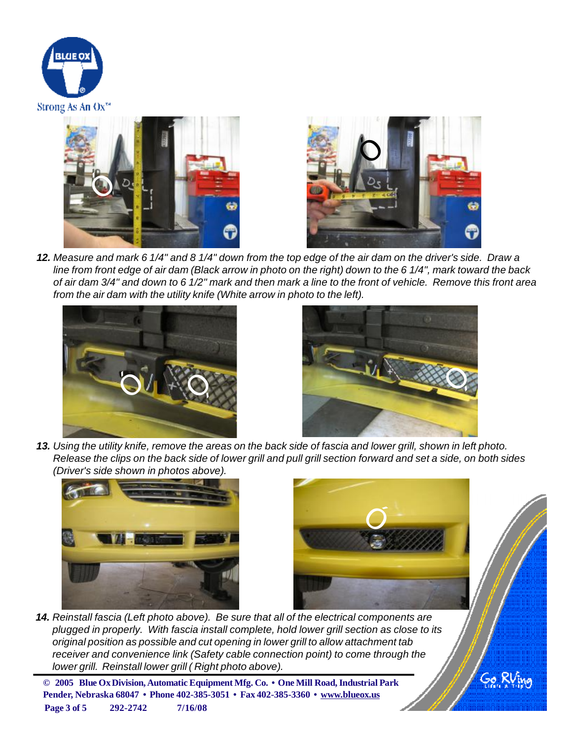**12.** *Measure and mark 6 1/4" and 8 1/4" down from the top edge of the air dam on the driver's side. Draw a line from front edge of air dam (Black arrow in photo on the right) down to the 6 1/4", mark toward the back of air dam 3/4" and down to 6 1/2" mark and then mark a line to the front of vehicle. Remove this front area from the air dam with the utility knife (White arrow in photo to the left).*

**13.** *Using the utility knife, remove the areas on the back side of fascia and lower grill, shown in left photo. Release the clips on the back side of lower grill and pull grill section forward and set a side, on both sides (Driver's side shown in photos above).*

**14.** *Reinstall fascia (Left photo above). Be sure that all of the electrical components are plugged in properly. With fascia install complete, hold lower grill section as close to its original position as possible and cut opening in lower grill to allow attachment tab receiver and convenience link (Safety cable connection point) to come through the lower grill. Reinstall lower grill ( Right photo above).*

**© 2005 Blue Ox Division, Automatic Equipment Mfg. Co. • One Mill Road, Industrial Park Pender, Nebraska 68047 • Phone 402-385-3051 • Fax 402-385-3360 • www.blueox.us**

**292-2742 7/16/08**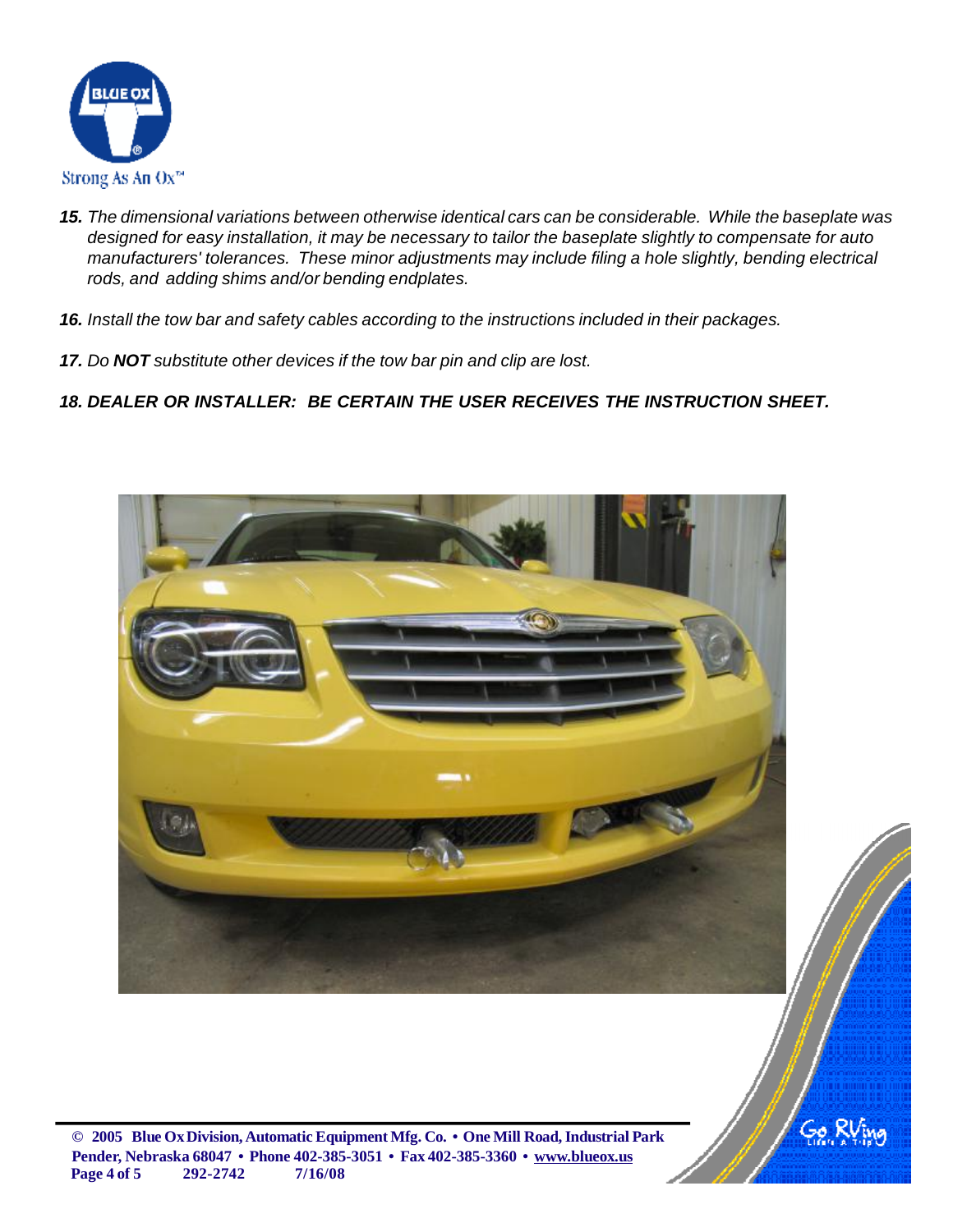15. *The dimensional variations between otherwise identical cars can be considerable. While the baseplate was designed for easy installation, it may be necessary to tailor the baseplate slightly to compensate for auto manufacturers' tolerances. These minor adjustments may include filing a hole slightly, bending electrical rods, and adding shims and/or bending endplates.*

16. *Install the tow bar and safety cables according to the instructions included in their packages.*

17. *Do **NOT** substitute other devices if the tow bar pin and clip are lost.*

18. ***DEALER OR INSTALLER: BE CERTAIN THE USER RECEIVES THE INSTRUCTION SHEET.***

**© 2005 Blue Ox Division, Automatic Equipment Mfg. Co. • One Mill Road, Industrial Park Pender, Nebraska 68047 • Phone 402-385-3051 • Fax 402-385-3360 • www.blueox.us**
**292-2742 7/16/08**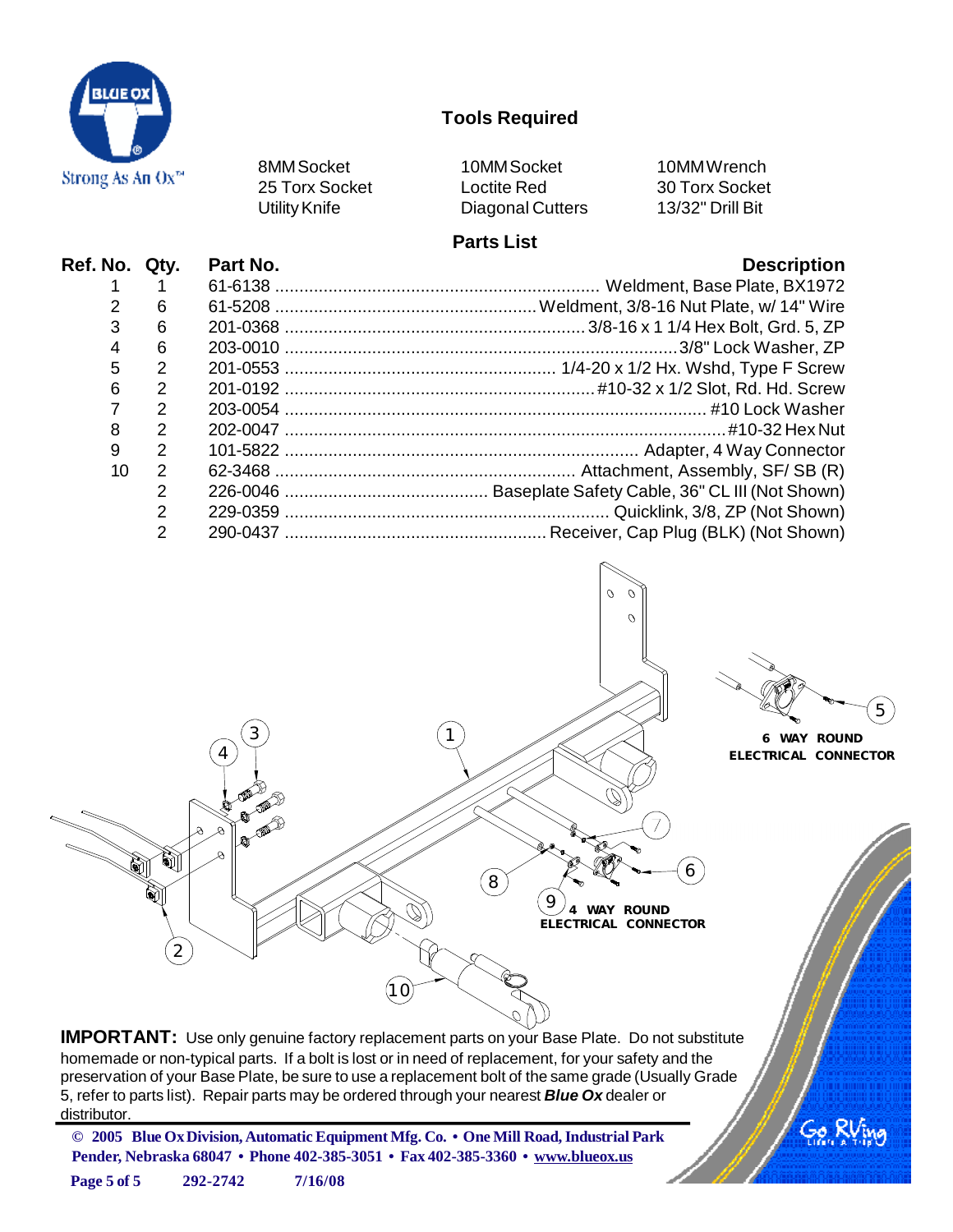## Tools Required

| | | |
|---|---|---|
| 8MM Socket | 10MM Socket | 10MM Wrench |
| 25 Torx Socket | Loctite Red | 30 Torx Socket |
| Utility Knife | Diagonal Cutters | 13/32" Drill Bit |

## Parts List

| Ref. No. | Qty. | Part No. | Description |
|---|---|---|---|
| 1 | 1 | 61-6138 | Weldment, Base Plate, BX1972 |
| 2 | 6 | 61-5208 | Weldment, 3/8-16 Nut Plate, w/ 14" Wire |
| 3 | 6 | 201-0368 | 3/8-16 x 1 1/4 Hex Bolt, Grd. 5, ZP |
| 4 | 6 | 203-0010 | 3/8" Lock Washer, ZP |
| 5 | 2 | 201-0553 | 1/4-20 x 1/2 Hx. Wshd, Type F Screw |
| 6 | 2 | 201-0192 | #10-32 x 1/2 Slot, Rd. Hd. Screw |
| 7 | 2 | 203-0054 | #10 Lock Washer |
| 8 | 2 | 202-0047 | #10-32 Hex Nut |
| 9 | 2 | 101-5822 | Adapter, 4 Way Connector |
| 10 | 2 | 62-3468 | Attachment, Assembly, SF/ SB (R) |
| | 2 | 226-0046 | Baseplate Safety Cable, 36" CL III (Not Shown) |
| | 2 | 229-0359 | Quicklink, 3/8, ZP (Not Shown) |
| | 2 | 290-0437 | Receiver, Cap Plug (BLK) (Not Shown) |

6 WAY ROUND ELECTRICAL CONNECTOR

4 WAY ROUND ELECTRICAL CONNECTOR

**IMPORTANT:** Use only genuine factory replacement parts on your Base Plate. Do not substitute homemade or non-typical parts. If a bolt is lost or in need of replacement, for your safety and the preservation of your Base Plate, be sure to use a replacement bolt of the same grade (Usually Grade 5, refer to parts list). Repair parts may be ordered through your nearest ***Blue Ox*** dealer or distributor.

© 2005 Blue Ox Division, Automatic Equipment Mfg. Co. • One Mill Road, Industrial Park Pender, Nebraska 68047 • Phone 402-385-3051 • Fax 402-385-3360 • www.blueox.us

292-2742 7/16/08